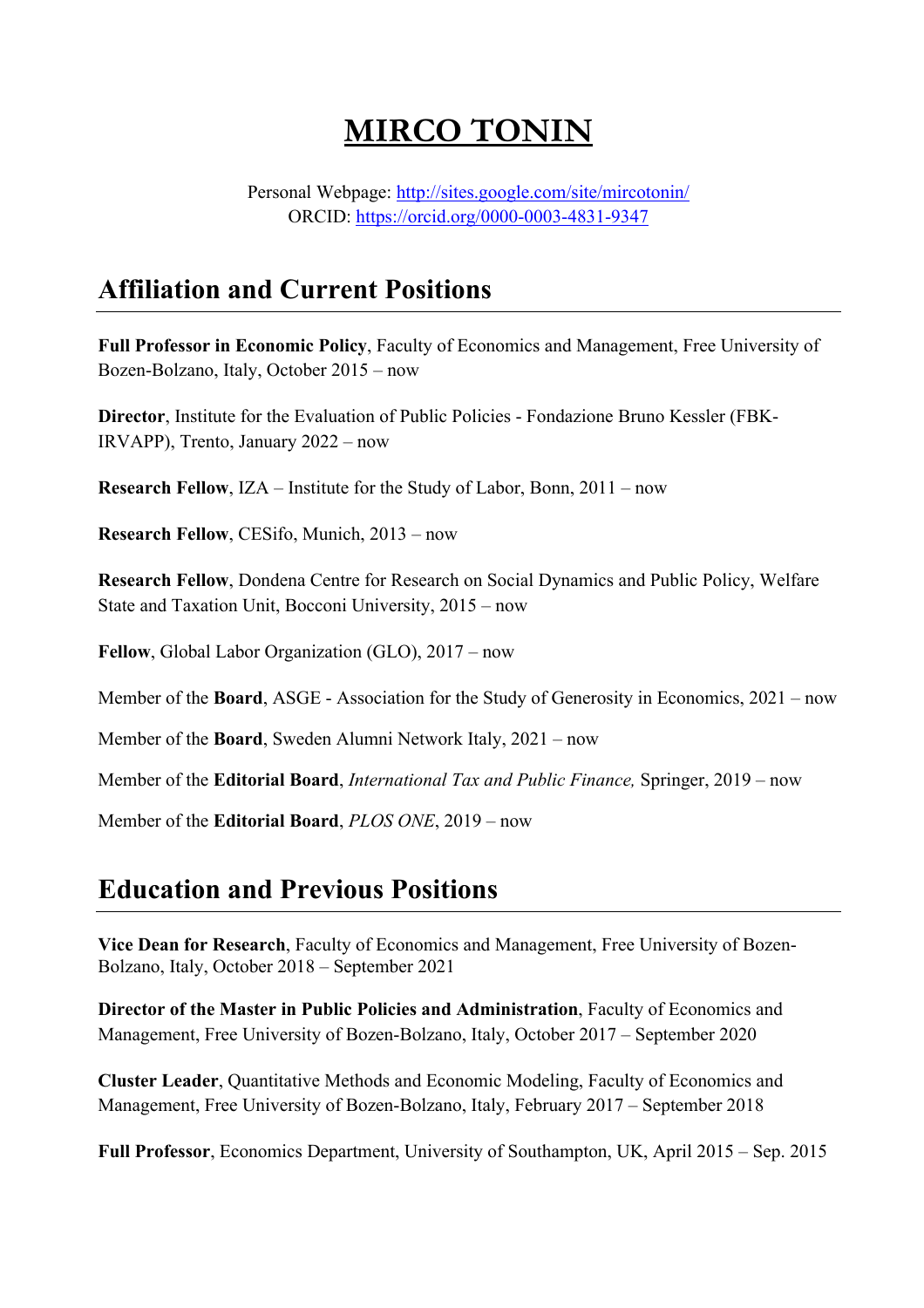# MIRCO TONIN

Personal Webpage: http://sites.google.com/site/mircotonin/
ORCID: https://orcid.org/0000-0003-4831-9347

## Affiliation and Current Positions

**Full Professor in Economic Policy**, Faculty of Economics and Management, Free University of Bozen-Bolzano, Italy, October 2015 – now

**Director**, Institute for the Evaluation of Public Policies - Fondazione Bruno Kessler (FBK-IRVAPP), Trento, January 2022 – now

**Research Fellow**, IZA – Institute for the Study of Labor, Bonn, 2011 – now

**Research Fellow**, CESifo, Munich, 2013 – now

**Research Fellow**, Dondena Centre for Research on Social Dynamics and Public Policy, Welfare State and Taxation Unit, Bocconi University, 2015 – now

**Fellow**, Global Labor Organization (GLO), 2017 – now

Member of the **Board**, ASGE - Association for the Study of Generosity in Economics, 2021 – now

Member of the **Board**, Sweden Alumni Network Italy, 2021 – now

Member of the **Editorial Board**, *International Tax and Public Finance,* Springer, 2019 – now

Member of the **Editorial Board**, *PLOS ONE*, 2019 – now

## Education and Previous Positions

**Vice Dean for Research**, Faculty of Economics and Management, Free University of Bozen-Bolzano, Italy, October 2018 – September 2021

**Director of the Master in Public Policies and Administration**, Faculty of Economics and Management, Free University of Bozen-Bolzano, Italy, October 2017 – September 2020

**Cluster Leader**, Quantitative Methods and Economic Modeling, Faculty of Economics and Management, Free University of Bozen-Bolzano, Italy, February 2017 – September 2018

**Full Professor**, Economics Department, University of Southampton, UK, April 2015 – Sep. 2015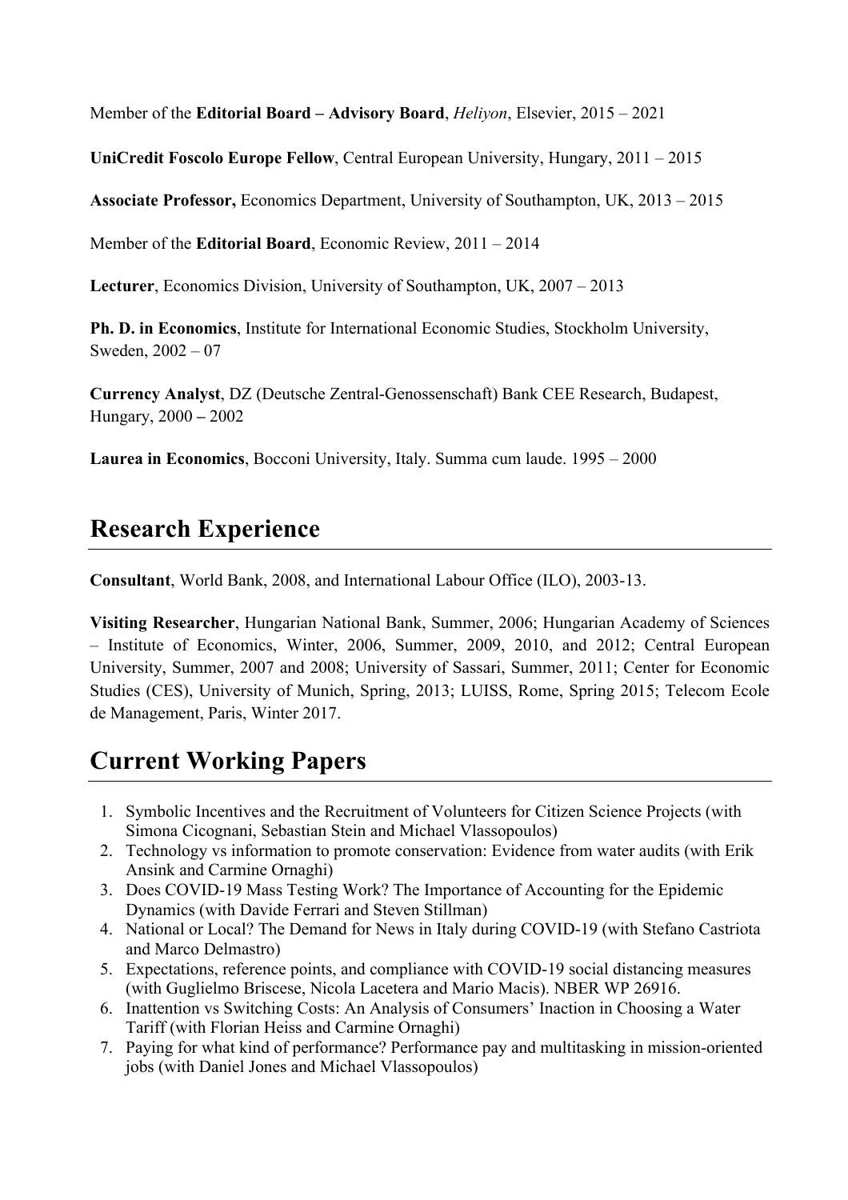Member of the **Editorial Board – Advisory Board**, *Heliyon*, Elsevier, 2015 – 2021

**UniCredit Foscolo Europe Fellow**, Central European University, Hungary, 2011 – 2015

**Associate Professor,** Economics Department, University of Southampton, UK, 2013 – 2015

Member of the **Editorial Board**, Economic Review, 2011 – 2014

**Lecturer**, Economics Division, University of Southampton, UK, 2007 – 2013

**Ph. D. in Economics**, Institute for International Economic Studies, Stockholm University, Sweden, 2002 – 07

**Currency Analyst**, DZ (Deutsche Zentral-Genossenschaft) Bank CEE Research, Budapest, Hungary, 2000 – 2002

**Laurea in Economics**, Bocconi University, Italy. Summa cum laude. 1995 – 2000

# Research Experience

**Consultant**, World Bank, 2008, and International Labour Office (ILO), 2003-13.

**Visiting Researcher**, Hungarian National Bank, Summer, 2006; Hungarian Academy of Sciences – Institute of Economics, Winter, 2006, Summer, 2009, 2010, and 2012; Central European University, Summer, 2007 and 2008; University of Sassari, Summer, 2011; Center for Economic Studies (CES), University of Munich, Spring, 2013; LUISS, Rome, Spring 2015; Telecom Ecole de Management, Paris, Winter 2017.

# Current Working Papers

1. Symbolic Incentives and the Recruitment of Volunteers for Citizen Science Projects (with Simona Cicognani, Sebastian Stein and Michael Vlassopoulos)
2. Technology vs information to promote conservation: Evidence from water audits (with Erik Ansink and Carmine Ornaghi)
3. Does COVID-19 Mass Testing Work? The Importance of Accounting for the Epidemic Dynamics (with Davide Ferrari and Steven Stillman)
4. National or Local? The Demand for News in Italy during COVID-19 (with Stefano Castriota and Marco Delmastro)
5. Expectations, reference points, and compliance with COVID-19 social distancing measures (with Guglielmo Briscese, Nicola Lacetera and Mario Macis). NBER WP 26916.
6. Inattention vs Switching Costs: An Analysis of Consumers' Inaction in Choosing a Water Tariff (with Florian Heiss and Carmine Ornaghi)
7. Paying for what kind of performance? Performance pay and multitasking in mission-oriented jobs (with Daniel Jones and Michael Vlassopoulos)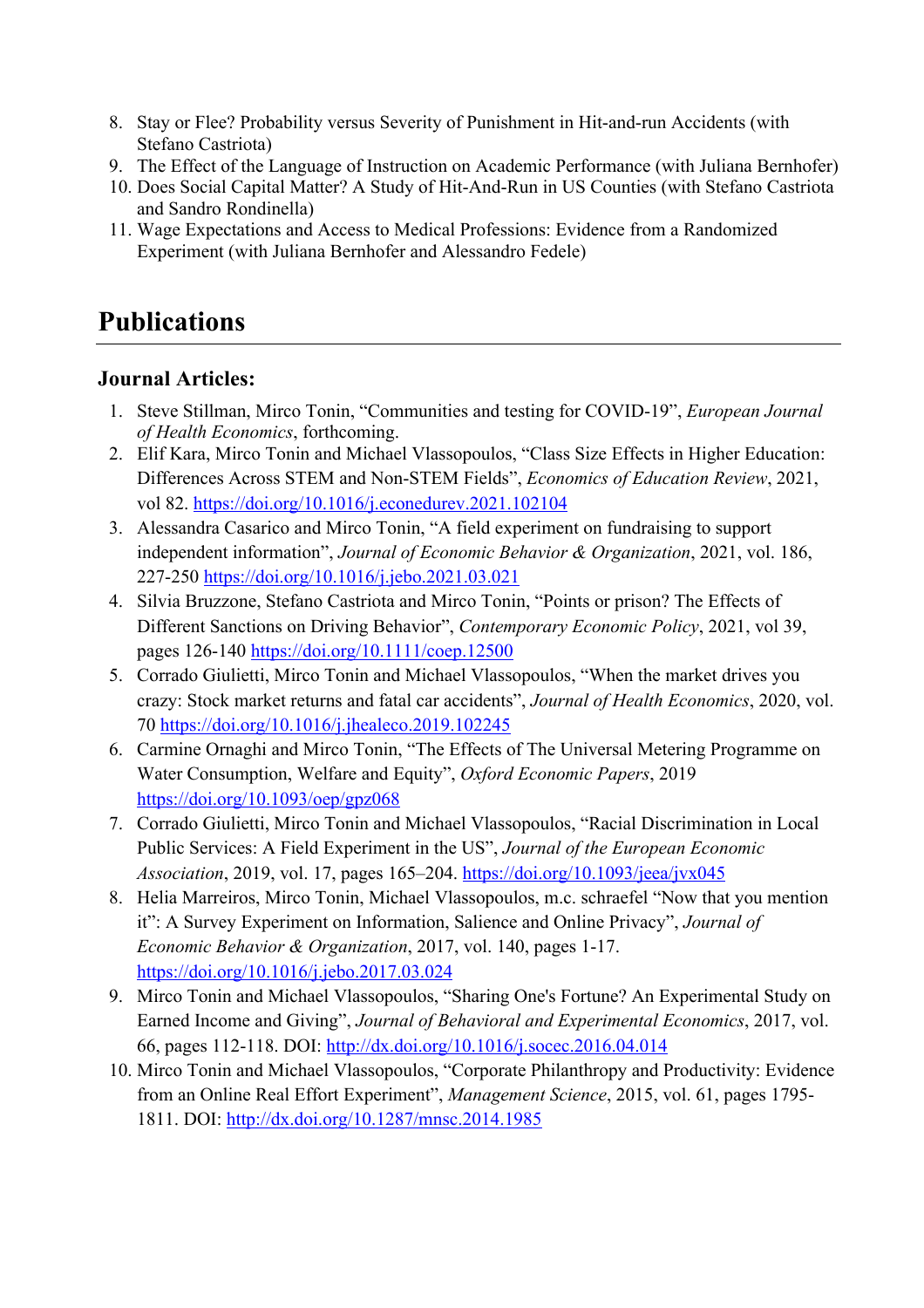8. Stay or Flee? Probability versus Severity of Punishment in Hit-and-run Accidents (with Stefano Castriota)
9. The Effect of the Language of Instruction on Academic Performance (with Juliana Bernhofer)
10. Does Social Capital Matter? A Study of Hit-And-Run in US Counties (with Stefano Castriota and Sandro Rondinella)
11. Wage Expectations and Access to Medical Professions: Evidence from a Randomized Experiment (with Juliana Bernhofer and Alessandro Fedele)

# Publications

### Journal Articles:

1. Steve Stillman, Mirco Tonin, "Communities and testing for COVID-19", *European Journal of Health Economics*, forthcoming.
2. Elif Kara, Mirco Tonin and Michael Vlassopoulos, "Class Size Effects in Higher Education: Differences Across STEM and Non-STEM Fields", *Economics of Education Review*, 2021, vol 82. https://doi.org/10.1016/j.econedurev.2021.102104
3. Alessandra Casarico and Mirco Tonin, "A field experiment on fundraising to support independent information", *Journal of Economic Behavior & Organization*, 2021, vol. 186, 227-250 https://doi.org/10.1016/j.jebo.2021.03.021
4. Silvia Bruzzone, Stefano Castriota and Mirco Tonin, "Points or prison? The Effects of Different Sanctions on Driving Behavior", *Contemporary Economic Policy*, 2021, vol 39, pages 126-140 https://doi.org/10.1111/coep.12500
5. Corrado Giulietti, Mirco Tonin and Michael Vlassopoulos, "When the market drives you crazy: Stock market returns and fatal car accidents", *Journal of Health Economics*, 2020, vol. 70 https://doi.org/10.1016/j.jhealeco.2019.102245
6. Carmine Ornaghi and Mirco Tonin, "The Effects of The Universal Metering Programme on Water Consumption, Welfare and Equity", *Oxford Economic Papers*, 2019 https://doi.org/10.1093/oep/gpz068
7. Corrado Giulietti, Mirco Tonin and Michael Vlassopoulos, "Racial Discrimination in Local Public Services: A Field Experiment in the US", *Journal of the European Economic Association*, 2019, vol. 17, pages 165–204. https://doi.org/10.1093/jeea/jvx045
8. Helia Marreiros, Mirco Tonin, Michael Vlassopoulos, m.c. schraefel "Now that you mention it": A Survey Experiment on Information, Salience and Online Privacy", *Journal of Economic Behavior & Organization*, 2017, vol. 140, pages 1-17. https://doi.org/10.1016/j.jebo.2017.03.024
9. Mirco Tonin and Michael Vlassopoulos, "Sharing One's Fortune? An Experimental Study on Earned Income and Giving", *Journal of Behavioral and Experimental Economics*, 2017, vol. 66, pages 112-118. DOI: http://dx.doi.org/10.1016/j.socec.2016.04.014
10. Mirco Tonin and Michael Vlassopoulos, "Corporate Philanthropy and Productivity: Evidence from an Online Real Effort Experiment", *Management Science*, 2015, vol. 61, pages 1795-1811. DOI: http://dx.doi.org/10.1287/mnsc.2014.1985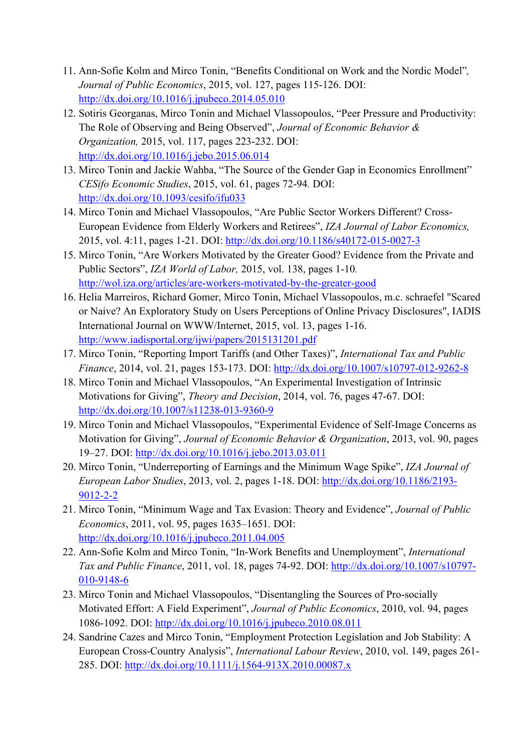11. Ann-Sofie Kolm and Mirco Tonin, "Benefits Conditional on Work and the Nordic Model", *Journal of Public Economics*, 2015, vol. 127, pages 115-126. DOI: http://dx.doi.org/10.1016/j.jpubeco.2014.05.010
12. Sotiris Georganas, Mirco Tonin and Michael Vlassopoulos, "Peer Pressure and Productivity: The Role of Observing and Being Observed", *Journal of Economic Behavior & Organization,* 2015, vol. 117, pages 223-232. DOI: http://dx.doi.org/10.1016/j.jebo.2015.06.014
13. Mirco Tonin and Jackie Wahba, "The Source of the Gender Gap in Economics Enrollment" *CESifo Economic Studies*, 2015, vol. 61, pages 72-94. DOI: http://dx.doi.org/10.1093/cesifo/ifu033
14. Mirco Tonin and Michael Vlassopoulos, "Are Public Sector Workers Different? Cross-European Evidence from Elderly Workers and Retirees", *IZA Journal of Labor Economics,* 2015, vol. 4:11, pages 1-21. DOI: http://dx.doi.org/10.1186/s40172-015-0027-3
15. Mirco Tonin, "Are Workers Motivated by the Greater Good? Evidence from the Private and Public Sectors", *IZA World of Labor,* 2015, vol. 138, pages 1-10. http://wol.iza.org/articles/are-workers-motivated-by-the-greater-good
16. Helia Marreiros, Richard Gomer, Mirco Tonin, Michael Vlassopoulos, m.c. schraefel "Scared or Naive? An Exploratory Study on Users Perceptions of Online Privacy Disclosures", IADIS International Journal on WWW/Internet, 2015, vol. 13, pages 1-16. http://www.iadisportal.org/ijwi/papers/2015131201.pdf
17. Mirco Tonin, "Reporting Import Tariffs (and Other Taxes)", *International Tax and Public Finance*, 2014, vol. 21, pages 153-173. DOI: http://dx.doi.org/10.1007/s10797-012-9262-8
18. Mirco Tonin and Michael Vlassopoulos, "An Experimental Investigation of Intrinsic Motivations for Giving", *Theory and Decision*, 2014, vol. 76, pages 47-67. DOI: http://dx.doi.org/10.1007/s11238-013-9360-9
19. Mirco Tonin and Michael Vlassopoulos, "Experimental Evidence of Self-Image Concerns as Motivation for Giving", *Journal of Economic Behavior & Organization*, 2013, vol. 90, pages 19–27. DOI: http://dx.doi.org/10.1016/j.jebo.2013.03.011
20. Mirco Tonin, "Underreporting of Earnings and the Minimum Wage Spike", *IZA Journal of European Labor Studies*, 2013, vol. 2, pages 1-18. DOI: http://dx.doi.org/10.1186/2193-9012-2-2
21. Mirco Tonin, "Minimum Wage and Tax Evasion: Theory and Evidence", *Journal of Public Economics*, 2011, vol. 95, pages 1635–1651. DOI: http://dx.doi.org/10.1016/j.jpubeco.2011.04.005
22. Ann-Sofie Kolm and Mirco Tonin, "In-Work Benefits and Unemployment", *International Tax and Public Finance*, 2011, vol. 18, pages 74-92. DOI: http://dx.doi.org/10.1007/s10797-010-9148-6
23. Mirco Tonin and Michael Vlassopoulos, "Disentangling the Sources of Pro-socially Motivated Effort: A Field Experiment", *Journal of Public Economics*, 2010, vol. 94, pages 1086-1092. DOI: http://dx.doi.org/10.1016/j.jpubeco.2010.08.011
24. Sandrine Cazes and Mirco Tonin, "Employment Protection Legislation and Job Stability: A European Cross-Country Analysis", *International Labour Review*, 2010, vol. 149, pages 261-285. DOI: http://dx.doi.org/10.1111/j.1564-913X.2010.00087.x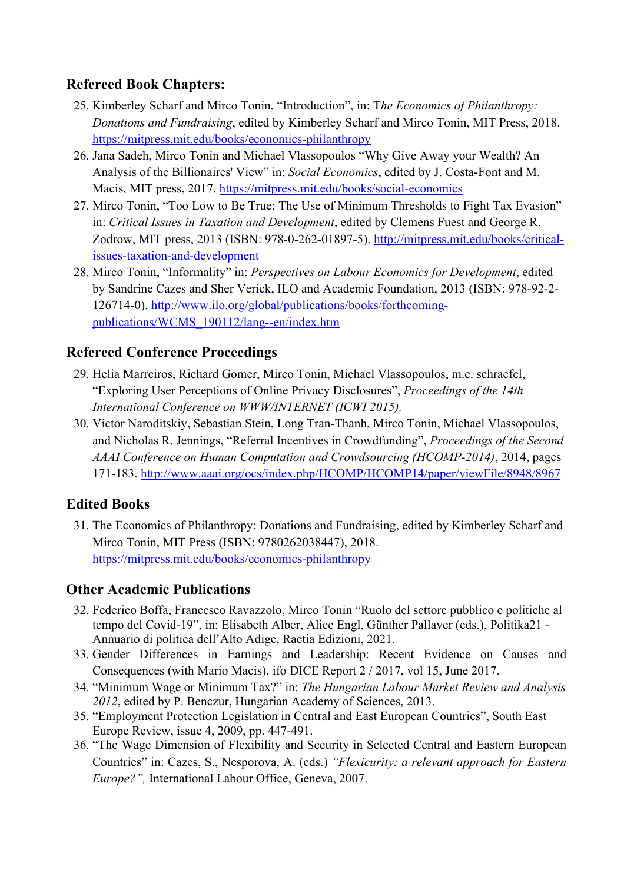### Refereed Book Chapters:

25. Kimberley Scharf and Mirco Tonin, "Introduction", in: T*he Economics of Philanthropy: Donations and Fundraising*, edited by Kimberley Scharf and Mirco Tonin, MIT Press, 2018. https://mitpress.mit.edu/books/economics-philanthropy
26. Jana Sadeh, Mirco Tonin and Michael Vlassopoulos "Why Give Away your Wealth? An Analysis of the Billionaires' View" in: *Social Economics*, edited by J. Costa-Font and M. Macis, MIT press, 2017. https://mitpress.mit.edu/books/social-economics
27. Mirco Tonin, "Too Low to Be True: The Use of Minimum Thresholds to Fight Tax Evasion" in: *Critical Issues in Taxation and Development*, edited by Clemens Fuest and George R. Zodrow, MIT press, 2013 (ISBN: 978-0-262-01897-5). http://mitpress.mit.edu/books/critical-issues-taxation-and-development
28. Mirco Tonin, "Informality" in: *Perspectives on Labour Economics for Development*, edited by Sandrine Cazes and Sher Verick, ILO and Academic Foundation, 2013 (ISBN: 978-92-2-126714-0). http://www.ilo.org/global/publications/books/forthcoming-publications/WCMS_190112/lang--en/index.htm

### Refereed Conference Proceedings

29. Helia Marreiros, Richard Gomer, Mirco Tonin, Michael Vlassopoulos, m.c. schraefel, "Exploring User Perceptions of Online Privacy Disclosures", *Proceedings of the 14th International Conference on WWW/INTERNET (ICWI 2015).*
30. Victor Naroditskiy, Sebastian Stein, Long Tran-Thanh, Mirco Tonin, Michael Vlassopoulos, and Nicholas R. Jennings, "Referral Incentives in Crowdfunding", *Proceedings of the Second AAAI Conference on Human Computation and Crowdsourcing (HCOMP-2014)*, 2014, pages 171-183. http://www.aaai.org/ocs/index.php/HCOMP/HCOMP14/paper/viewFile/8948/8967

### Edited Books

31. The Economics of Philanthropy: Donations and Fundraising, edited by Kimberley Scharf and Mirco Tonin, MIT Press (ISBN: 9780262038447), 2018. https://mitpress.mit.edu/books/economics-philanthropy

### Other Academic Publications

32. Federico Boffa, Francesco Ravazzolo, Mirco Tonin "Ruolo del settore pubblico e politiche al tempo del Covid-19", in: Elisabeth Alber, Alice Engl, Günther Pallaver (eds.), Politika21 - Annuario di politica dell'Alto Adige, Raetia Edizioni, 2021.
33. Gender Differences in Earnings and Leadership: Recent Evidence on Causes and Consequences (with Mario Macis), ifo DICE Report 2 / 2017, vol 15, June 2017.
34. "Minimum Wage or Minimum Tax?" in: *The Hungarian Labour Market Review and Analysis 2012*, edited by P. Benczur, Hungarian Academy of Sciences, 2013.
35. "Employment Protection Legislation in Central and East European Countries", South East Europe Review, issue 4, 2009, pp. 447-491.
36. "The Wage Dimension of Flexibility and Security in Selected Central and Eastern European Countries" in: Cazes, S., Nesporova, A. (eds.) *"Flexicurity: a relevant approach for Eastern Europe?",* International Labour Office, Geneva, 2007.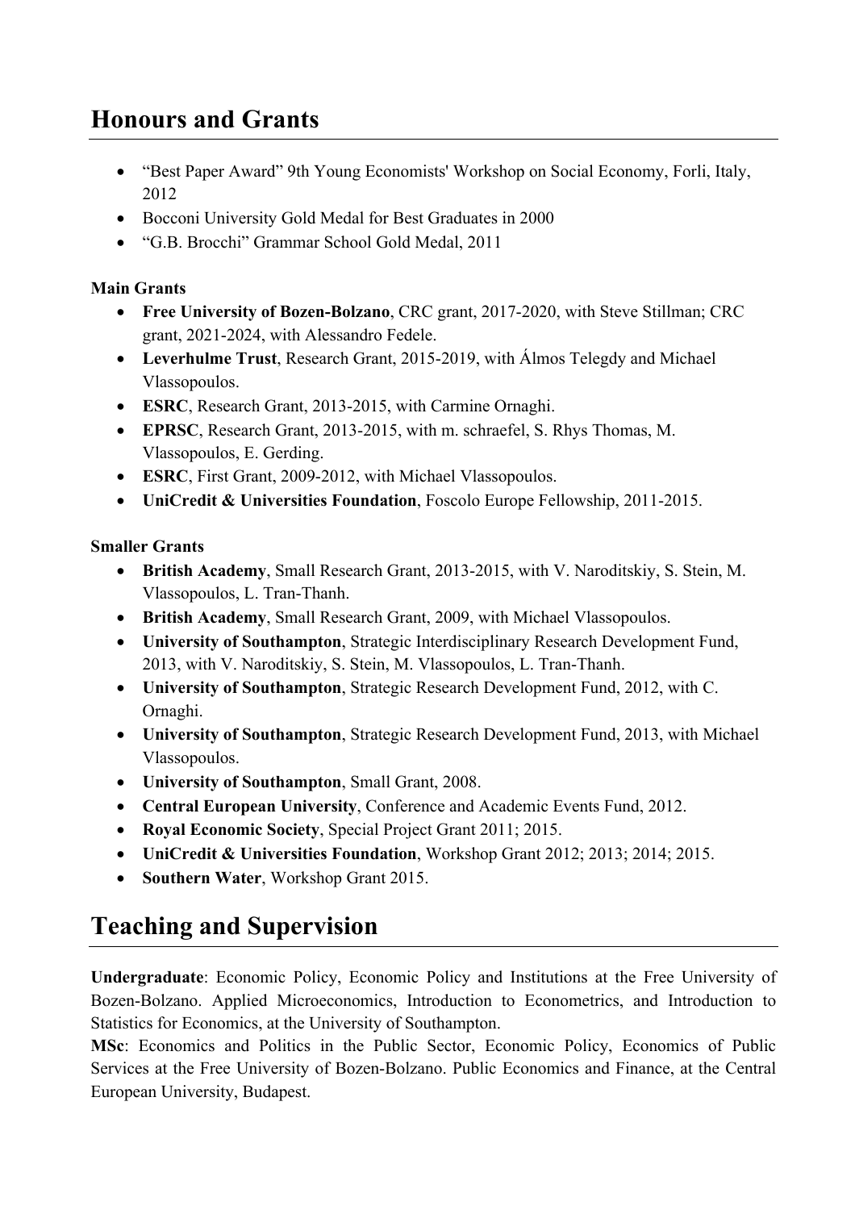# Honours and Grants

- "Best Paper Award" 9th Young Economists' Workshop on Social Economy, Forli, Italy, 2012
- Bocconi University Gold Medal for Best Graduates in 2000
- "G.B. Brocchi" Grammar School Gold Medal, 2011

**Main Grants**

- **Free University of Bozen-Bolzano**, CRC grant, 2017-2020, with Steve Stillman; CRC grant, 2021-2024, with Alessandro Fedele.
- **Leverhulme Trust**, Research Grant, 2015-2019, with Álmos Telegdy and Michael Vlassopoulos.
- **ESRC**, Research Grant, 2013-2015, with Carmine Ornaghi.
- **EPRSC**, Research Grant, 2013-2015, with m. schraefel, S. Rhys Thomas, M. Vlassopoulos, E. Gerding.
- **ESRC**, First Grant, 2009-2012, with Michael Vlassopoulos.
- **UniCredit & Universities Foundation**, Foscolo Europe Fellowship, 2011-2015.

**Smaller Grants**

- **British Academy**, Small Research Grant, 2013-2015, with V. Naroditskiy, S. Stein, M. Vlassopoulos, L. Tran-Thanh.
- **British Academy**, Small Research Grant, 2009, with Michael Vlassopoulos.
- **University of Southampton**, Strategic Interdisciplinary Research Development Fund, 2013, with V. Naroditskiy, S. Stein, M. Vlassopoulos, L. Tran-Thanh.
- **University of Southampton**, Strategic Research Development Fund, 2012, with C. Ornaghi.
- **University of Southampton**, Strategic Research Development Fund, 2013, with Michael Vlassopoulos.
- **University of Southampton**, Small Grant, 2008.
- **Central European University**, Conference and Academic Events Fund, 2012.
- **Royal Economic Society**, Special Project Grant 2011; 2015.
- **UniCredit & Universities Foundation**, Workshop Grant 2012; 2013; 2014; 2015.
- **Southern Water**, Workshop Grant 2015.

# Teaching and Supervision

**Undergraduate**: Economic Policy, Economic Policy and Institutions at the Free University of Bozen-Bolzano. Applied Microeconomics, Introduction to Econometrics, and Introduction to Statistics for Economics, at the University of Southampton.

**MSc**: Economics and Politics in the Public Sector, Economic Policy, Economics of Public Services at the Free University of Bozen-Bolzano. Public Economics and Finance, at the Central European University, Budapest.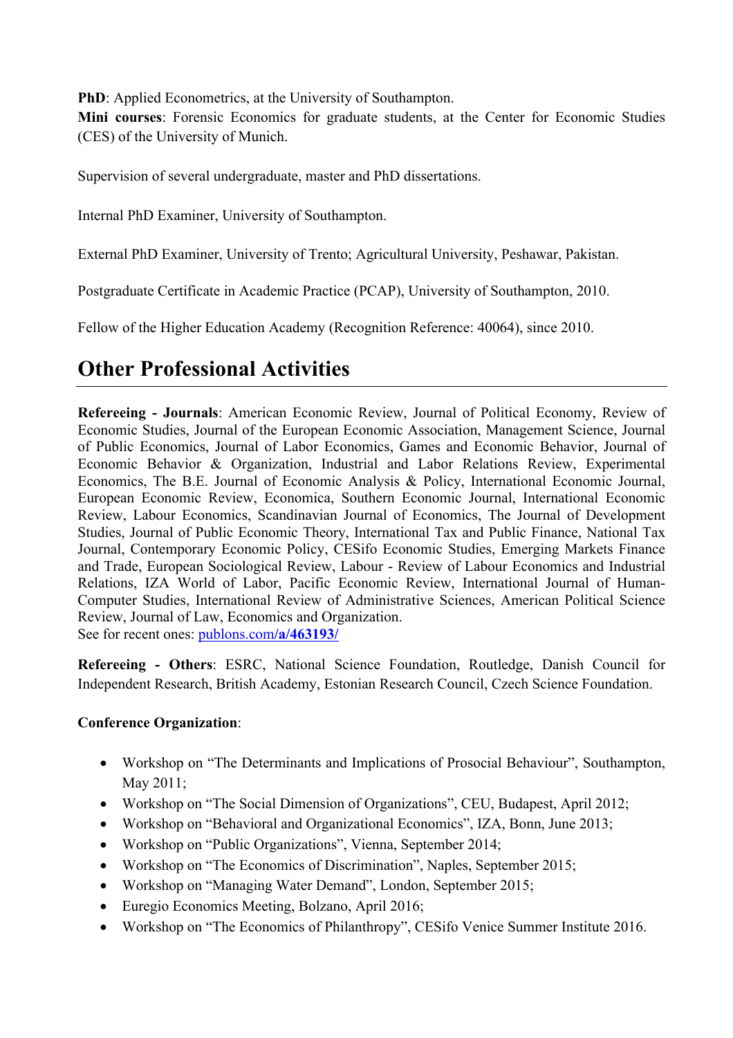**PhD**: Applied Econometrics, at the University of Southampton.
**Mini courses**: Forensic Economics for graduate students, at the Center for Economic Studies (CES) of the University of Munich.

Supervision of several undergraduate, master and PhD dissertations.

Internal PhD Examiner, University of Southampton.

External PhD Examiner, University of Trento; Agricultural University, Peshawar, Pakistan.

Postgraduate Certificate in Academic Practice (PCAP), University of Southampton, 2010.

Fellow of the Higher Education Academy (Recognition Reference: 40064), since 2010.

# Other Professional Activities

**Refereeing - Journals**: American Economic Review, Journal of Political Economy, Review of Economic Studies, Journal of the European Economic Association, Management Science, Journal of Public Economics, Journal of Labor Economics, Games and Economic Behavior, Journal of Economic Behavior & Organization, Industrial and Labor Relations Review, Experimental Economics, The B.E. Journal of Economic Analysis & Policy, International Economic Journal, European Economic Review, Economica, Southern Economic Journal, International Economic Review, Labour Economics, Scandinavian Journal of Economics, The Journal of Development Studies, Journal of Public Economic Theory, International Tax and Public Finance, National Tax Journal, Contemporary Economic Policy, CESifo Economic Studies, Emerging Markets Finance and Trade, European Sociological Review, Labour - Review of Labour Economics and Industrial Relations, IZA World of Labor, Pacific Economic Review, International Journal of Human-Computer Studies, International Review of Administrative Sciences, American Political Science Review, Journal of Law, Economics and Organization.
See for recent ones: [publons.com/**a/463193/**](publons.com/a/463193/)

**Refereeing - Others**: ESRC, National Science Foundation, Routledge, Danish Council for Independent Research, British Academy, Estonian Research Council, Czech Science Foundation.

**Conference Organization**:

- Workshop on "The Determinants and Implications of Prosocial Behaviour", Southampton, May 2011;
- Workshop on "The Social Dimension of Organizations", CEU, Budapest, April 2012;
- Workshop on "Behavioral and Organizational Economics", IZA, Bonn, June 2013;
- Workshop on "Public Organizations", Vienna, September 2014;
- Workshop on "The Economics of Discrimination", Naples, September 2015;
- Workshop on "Managing Water Demand", London, September 2015;
- Euregio Economics Meeting, Bolzano, April 2016;
- Workshop on "The Economics of Philanthropy", CESifo Venice Summer Institute 2016.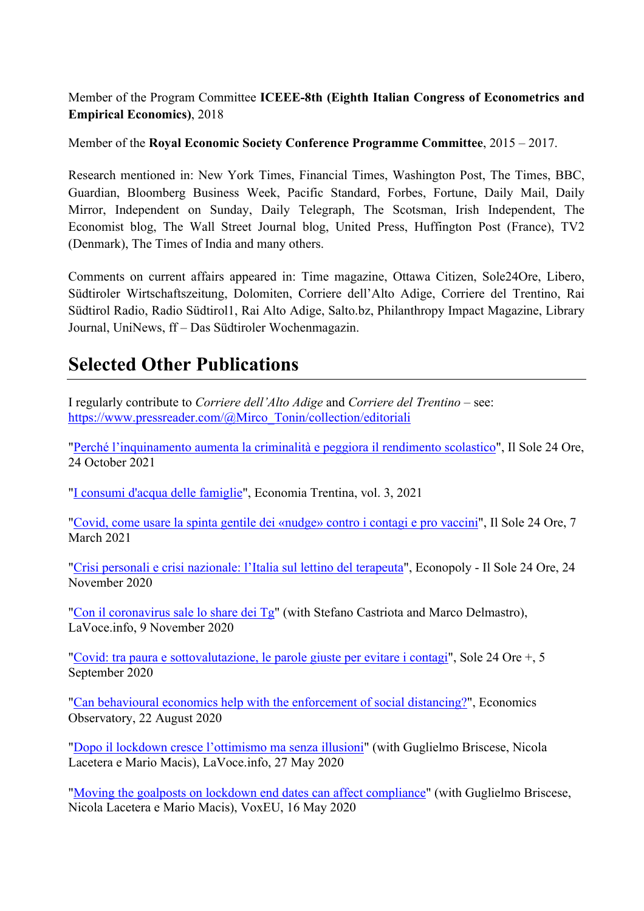Member of the Program Committee **ICEEE-8th (Eighth Italian Congress of Econometrics and Empirical Economics)**, 2018

Member of the **Royal Economic Society Conference Programme Committee**, 2015 – 2017.

Research mentioned in: New York Times, Financial Times, Washington Post, The Times, BBC, Guardian, Bloomberg Business Week, Pacific Standard, Forbes, Fortune, Daily Mail, Daily Mirror, Independent on Sunday, Daily Telegraph, The Scotsman, Irish Independent, The Economist blog, The Wall Street Journal blog, United Press, Huffington Post (France), TV2 (Denmark), The Times of India and many others.

Comments on current affairs appeared in: Time magazine, Ottawa Citizen, Sole24Ore, Libero, Südtiroler Wirtschaftszeitung, Dolomiten, Corriere dell'Alto Adige, Corriere del Trentino, Rai Südtirol Radio, Radio Südtirol1, Rai Alto Adige, Salto.bz, Philanthropy Impact Magazine, Library Journal, UniNews, ff – Das Südtiroler Wochenmagazin.

## Selected Other Publications

I regularly contribute to *Corriere dell'Alto Adige* and *Corriere del Trentino* – see: https://www.pressreader.com/@Mirco_Tonin/collection/editoriali

"Perché l'inquinamento aumenta la criminalità e peggiora il rendimento scolastico", Il Sole 24 Ore, 24 October 2021

"I consumi d'acqua delle famiglie", Economia Trentina, vol. 3, 2021

"Covid, come usare la spinta gentile dei «nudge» contro i contagi e pro vaccini", Il Sole 24 Ore, 7 March 2021

"Crisi personali e crisi nazionale: l'Italia sul lettino del terapeuta", Econopoly - Il Sole 24 Ore, 24 November 2020

"Con il coronavirus sale lo share dei Tg" (with Stefano Castriota and Marco Delmastro), LaVoce.info, 9 November 2020

"Covid: tra paura e sottovalutazione, le parole giuste per evitare i contagi", Sole 24 Ore +, 5 September 2020

"Can behavioural economics help with the enforcement of social distancing?", Economics Observatory, 22 August 2020

"Dopo il lockdown cresce l'ottimismo ma senza illusioni" (with Guglielmo Briscese, Nicola Lacetera e Mario Macis), LaVoce.info, 27 May 2020

"Moving the goalposts on lockdown end dates can affect compliance" (with Guglielmo Briscese, Nicola Lacetera e Mario Macis), VoxEU, 16 May 2020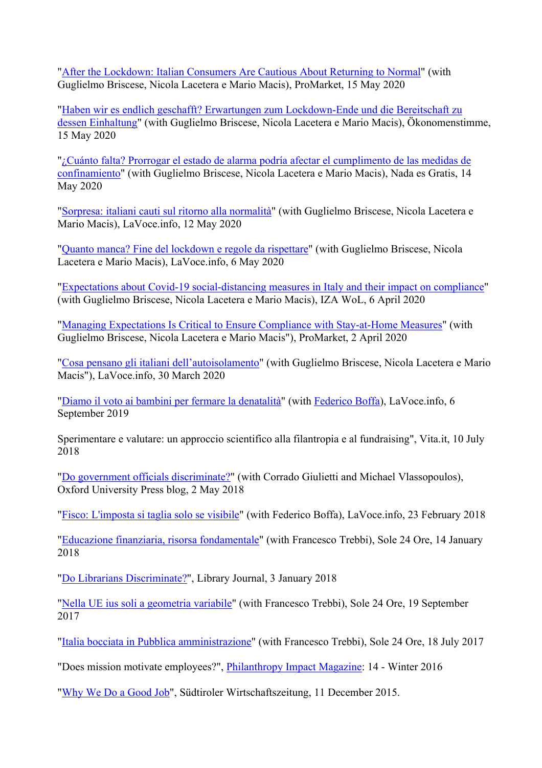"After the Lockdown: Italian Consumers Are Cautious About Returning to Normal" (with Guglielmo Briscese, Nicola Lacetera e Mario Macis), ProMarket, 15 May 2020

"Haben wir es endlich geschafft? Erwartungen zum Lockdown-Ende und die Bereitschaft zu dessen Einhaltung" (with Guglielmo Briscese, Nicola Lacetera e Mario Macis), Ökonomenstimme, 15 May 2020

"¿Cuánto falta? Prorrogar el estado de alarma podría afectar el cumplimiento de las medidas de confinamiento" (with Guglielmo Briscese, Nicola Lacetera e Mario Macis), Nada es Gratis, 14 May 2020

"Sorpresa: italiani cauti sul ritorno alla normalità" (with Guglielmo Briscese, Nicola Lacetera e Mario Macis), LaVoce.info, 12 May 2020

"Quanto manca? Fine del lockdown e regole da rispettare" (with Guglielmo Briscese, Nicola Lacetera e Mario Macis), LaVoce.info, 6 May 2020

"Expectations about Covid-19 social-distancing measures in Italy and their impact on compliance" (with Guglielmo Briscese, Nicola Lacetera e Mario Macis), IZA WoL, 6 April 2020

"Managing Expectations Is Critical to Ensure Compliance with Stay-at-Home Measures" (with Guglielmo Briscese, Nicola Lacetera e Mario Macis"), ProMarket, 2 April 2020

"Cosa pensano gli italiani dell'autoisolamento" (with Guglielmo Briscese, Nicola Lacetera e Mario Macis"), LaVoce.info, 30 March 2020

"Diamo il voto ai bambini per fermare la denatalità" (with Federico Boffa), LaVoce.info, 6 September 2019

Sperimentare e valutare: un approccio scientifico alla filantropia e al fundraising", Vita.it, 10 July 2018

"Do government officials discriminate?" (with Corrado Giulietti and Michael Vlassopoulos), Oxford University Press blog, 2 May 2018

"Fisco: L'imposta si taglia solo se visibile" (with Federico Boffa), LaVoce.info, 23 February 2018

"Educazione finanziaria, risorsa fondamentale" (with Francesco Trebbi), Sole 24 Ore, 14 January 2018

"Do Librarians Discriminate?", Library Journal, 3 January 2018

"Nella UE ius soli a geometria variabile" (with Francesco Trebbi), Sole 24 Ore, 19 September 2017

"Italia bocciata in Pubblica amministrazione" (with Francesco Trebbi), Sole 24 Ore, 18 July 2017

"Does mission motivate employees?", Philanthropy Impact Magazine: 14 - Winter 2016

"Why We Do a Good Job", Südtiroler Wirtschaftszeitung, 11 December 2015.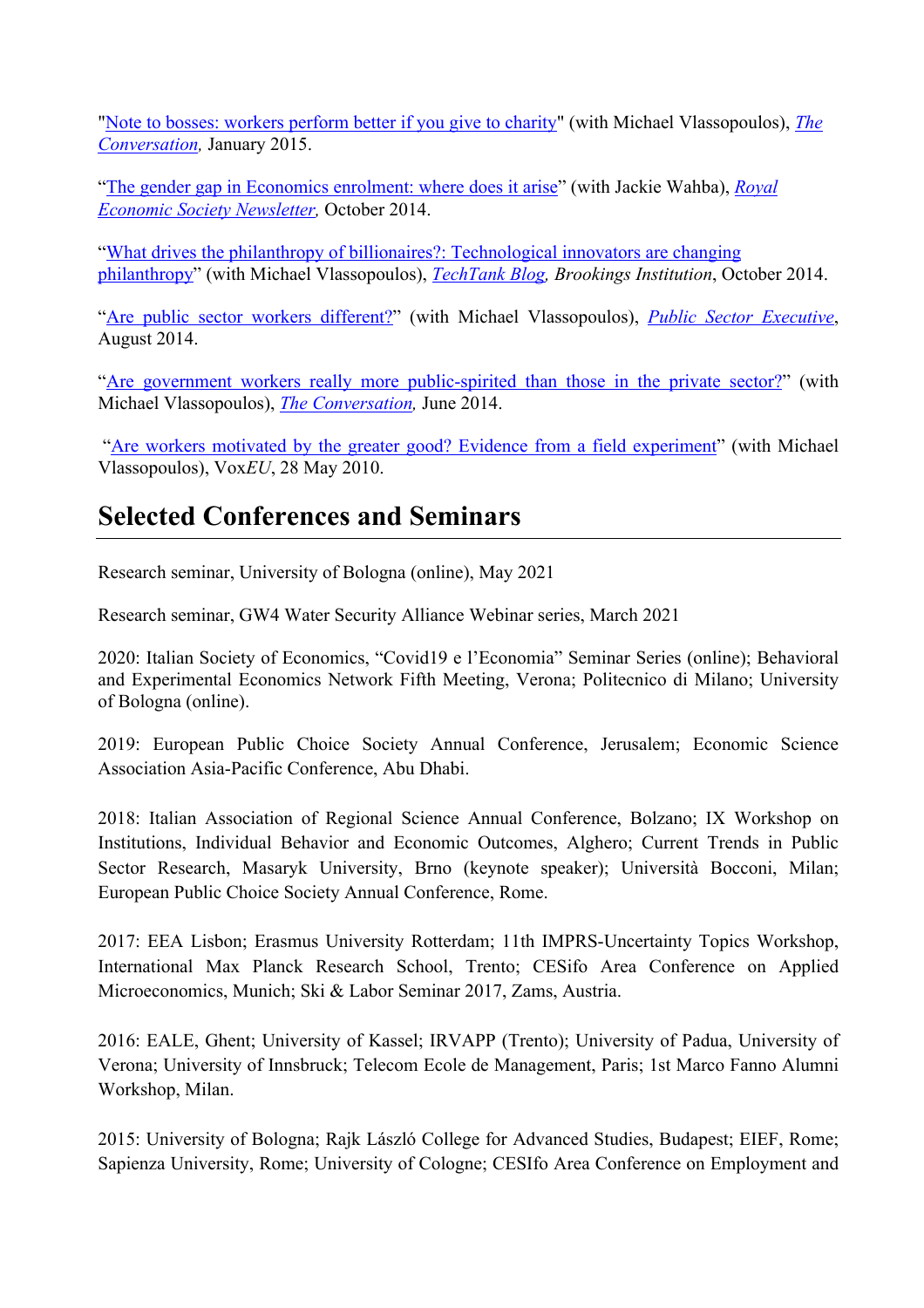"Note to bosses: workers perform better if you give to charity" (with Michael Vlassopoulos), *The Conversation*, January 2015.

"The gender gap in Economics enrolment: where does it arise" (with Jackie Wahba), *Royal Economic Society Newsletter*, October 2014.

"What drives the philanthropy of billionaires?: Technological innovators are changing philanthropy" (with Michael Vlassopoulos), *TechTank Blog*, *Brookings Institution*, October 2014.

"Are public sector workers different?" (with Michael Vlassopoulos), *Public Sector Executive*, August 2014.

"Are government workers really more public-spirited than those in the private sector?" (with Michael Vlassopoulos), *The Conversation*, June 2014.

"Are workers motivated by the greater good? Evidence from a field experiment" (with Michael Vlassopoulos), Vox*EU*, 28 May 2010.

## Selected Conferences and Seminars

Research seminar, University of Bologna (online), May 2021

Research seminar, GW4 Water Security Alliance Webinar series, March 2021

2020: Italian Society of Economics, "Covid19 e l'Economia" Seminar Series (online); Behavioral and Experimental Economics Network Fifth Meeting, Verona; Politecnico di Milano; University of Bologna (online).

2019: European Public Choice Society Annual Conference, Jerusalem; Economic Science Association Asia-Pacific Conference, Abu Dhabi.

2018: Italian Association of Regional Science Annual Conference, Bolzano; IX Workshop on Institutions, Individual Behavior and Economic Outcomes, Alghero; Current Trends in Public Sector Research, Masaryk University, Brno (keynote speaker); Università Bocconi, Milan; European Public Choice Society Annual Conference, Rome.

2017: EEA Lisbon; Erasmus University Rotterdam; 11th IMPRS-Uncertainty Topics Workshop, International Max Planck Research School, Trento; CESifo Area Conference on Applied Microeconomics, Munich; Ski & Labor Seminar 2017, Zams, Austria.

2016: EALE, Ghent; University of Kassel; IRVAPP (Trento); University of Padua, University of Verona; University of Innsbruck; Telecom Ecole de Management, Paris; 1st Marco Fanno Alumni Workshop, Milan.

2015: University of Bologna; Rajk László College for Advanced Studies, Budapest; EIEF, Rome; Sapienza University, Rome; University of Cologne; CESIfo Area Conference on Employment and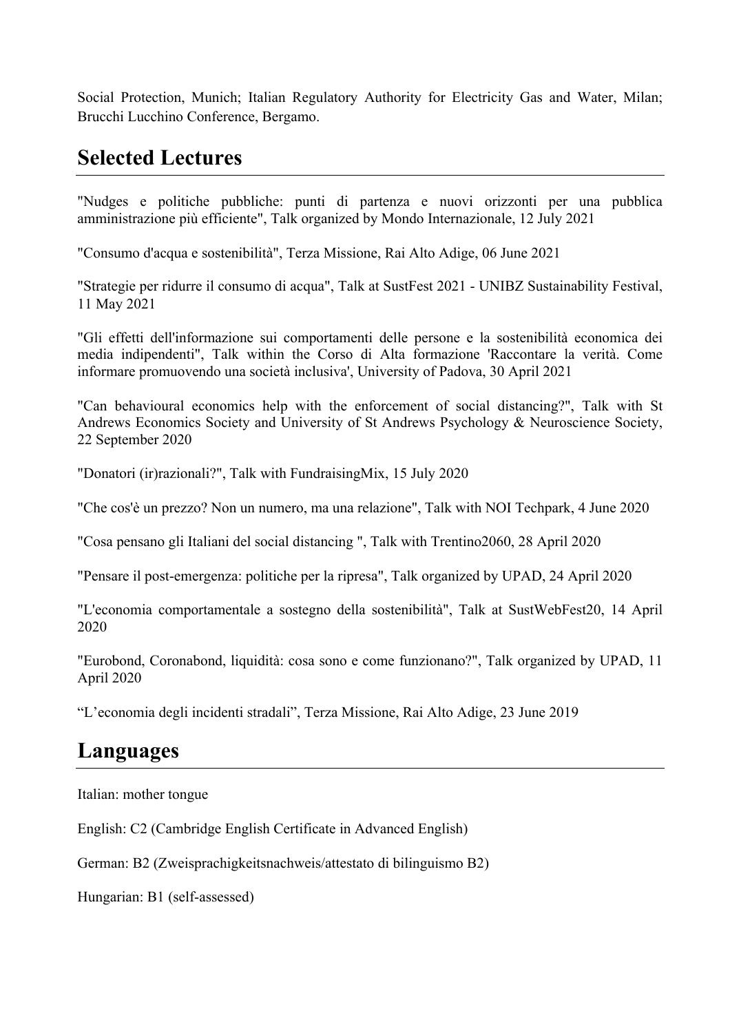Social Protection, Munich; Italian Regulatory Authority for Electricity Gas and Water, Milan; Brucchi Lucchino Conference, Bergamo.

## Selected Lectures

"Nudges e politiche pubbliche: punti di partenza e nuovi orizzonti per una pubblica amministrazione più efficiente", Talk organized by Mondo Internazionale, 12 July 2021

"Consumo d'acqua e sostenibilità", Terza Missione, Rai Alto Adige, 06 June 2021

"Strategie per ridurre il consumo di acqua", Talk at SustFest 2021 - UNIBZ Sustainability Festival, 11 May 2021

"Gli effetti dell'informazione sui comportamenti delle persone e la sostenibilità economica dei media indipendenti", Talk within the Corso di Alta formazione 'Raccontare la verità. Come informare promuovendo una società inclusiva', University of Padova, 30 April 2021

"Can behavioural economics help with the enforcement of social distancing?", Talk with St Andrews Economics Society and University of St Andrews Psychology & Neuroscience Society, 22 September 2020

"Donatori (ir)razionali?", Talk with FundraisingMix, 15 July 2020

"Che cos'è un prezzo? Non un numero, ma una relazione", Talk with NOI Techpark, 4 June 2020

"Cosa pensano gli Italiani del social distancing ", Talk with Trentino2060, 28 April 2020

"Pensare il post-emergenza: politiche per la ripresa", Talk organized by UPAD, 24 April 2020

"L'economia comportamentale a sostegno della sostenibilità", Talk at SustWebFest20, 14 April 2020

"Eurobond, Coronabond, liquidità: cosa sono e come funzionano?", Talk organized by UPAD, 11 April 2020

"L'economia degli incidenti stradali", Terza Missione, Rai Alto Adige, 23 June 2019

## Languages

Italian: mother tongue

English: C2 (Cambridge English Certificate in Advanced English)

German: B2 (Zweisprachigkeitsnachweis/attestato di bilinguismo B2)

Hungarian: B1 (self-assessed)